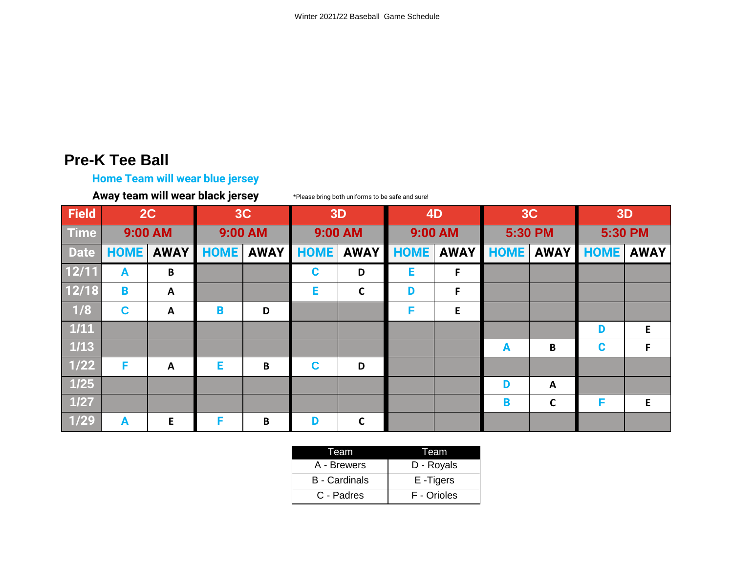Winter 2021/22 Baseball Game Schedule

## Pre-K Tee Ball

**Home Team will wear blue jersey**

**Away team will wear black jersey**

*Please bring both uniforms to be safe and sure!

| Field | 2C | | 3C | | 3D | | 4D | | 3C | | 3D | |
|---|---|---|---|---|---|---|---|---|---|---|---|---|
| Time | 9:00 AM | | 9:00 AM | | 9:00 AM | | 9:00 AM | | 5:30 PM | | 5:30 PM | |
| Date | HOME | AWAY | HOME | AWAY | HOME | AWAY | HOME | AWAY | HOME | AWAY | HOME | AWAY |
| 12/11 | A | B | | | C | D | E | F | | | | |
| 12/18 | B | A | | | E | C | D | F | | | | |
| 1/8 | C | A | B | D | | | F | E | | | | |
| 1/11 | | | | | | | | | | | D | E |
| 1/13 | | | | | | | | | A | B | C | F |
| 1/22 | F | A | E | B | C | D | | | | | | |
| 1/25 | | | | | | | | | D | A | | |
| 1/27 | | | | | | | | | B | C | F | E |
| 1/29 | A | E | F | B | D | C | | | | | | |

| Team | Team |
|---|---|
| A - Brewers | D - Royals |
| B - Cardinals | E -Tigers |
| C - Padres | F - Orioles |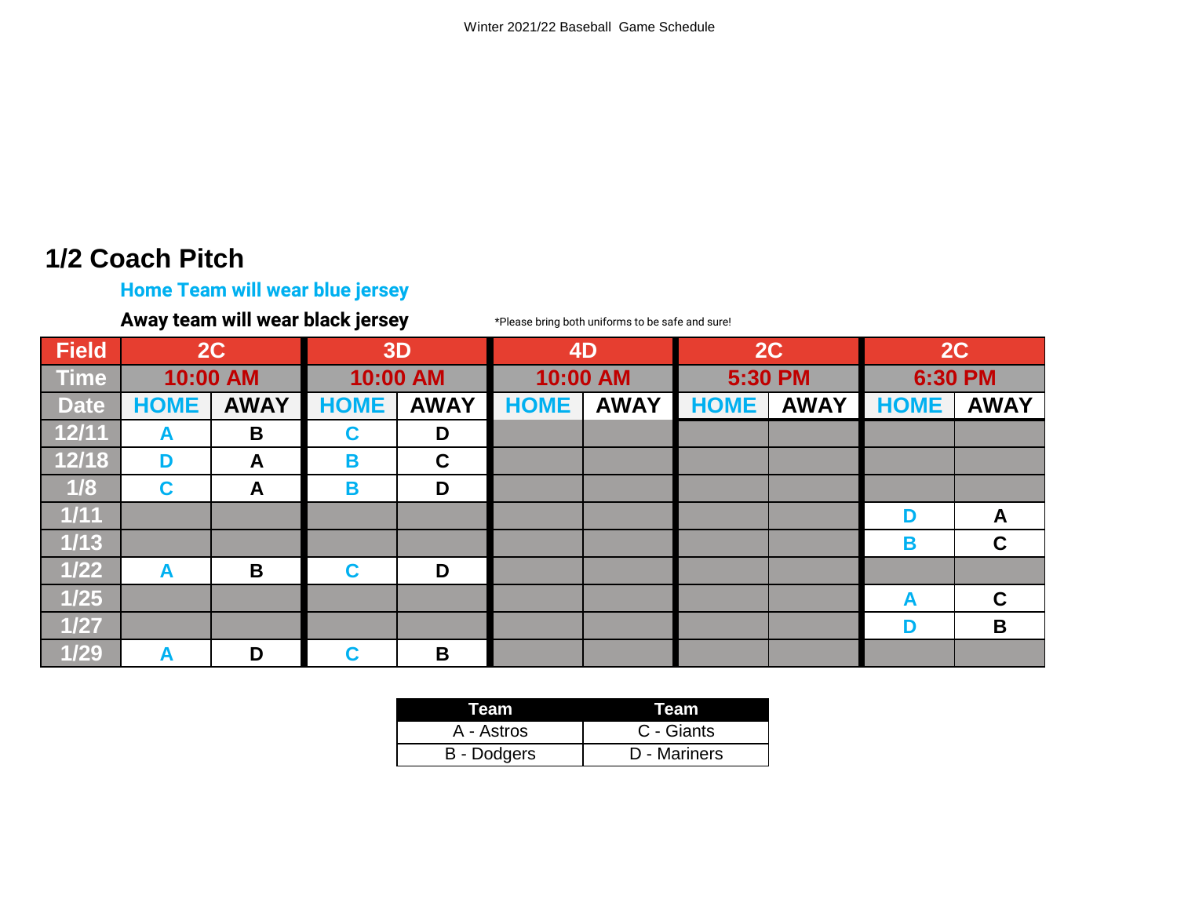## 1/2 Coach Pitch

**Home Team will wear blue jersey**

**Away team will wear black jersey**

*Please bring both uniforms to be safe and sure!

| Field | 2C | | 3D | | 4D | | 2C | | 2C | |
|---|---|---|---|---|---|---|---|---|---|---|
| Time | 10:00 AM | | 10:00 AM | | 10:00 AM | | 5:30 PM | | 6:30 PM | |
| Date | HOME | AWAY | HOME | AWAY | HOME | AWAY | HOME | AWAY | HOME | AWAY |
| 12/11 | A | B | C | D | | | | | | |
| 12/18 | D | A | B | C | | | | | | |
| 1/8 | C | A | B | D | | | | | | |
| 1/11 | | | | | | | | | D | A |
| 1/13 | | | | | | | | | B | C |
| 1/22 | A | B | C | D | | | | | | |
| 1/25 | | | | | | | | | A | C |
| 1/27 | | | | | | | | | D | B |
| 1/29 | A | D | C | B | | | | | | |

| Team | Team |
|---|---|
| A - Astros | C - Giants |
| B - Dodgers | D - Mariners |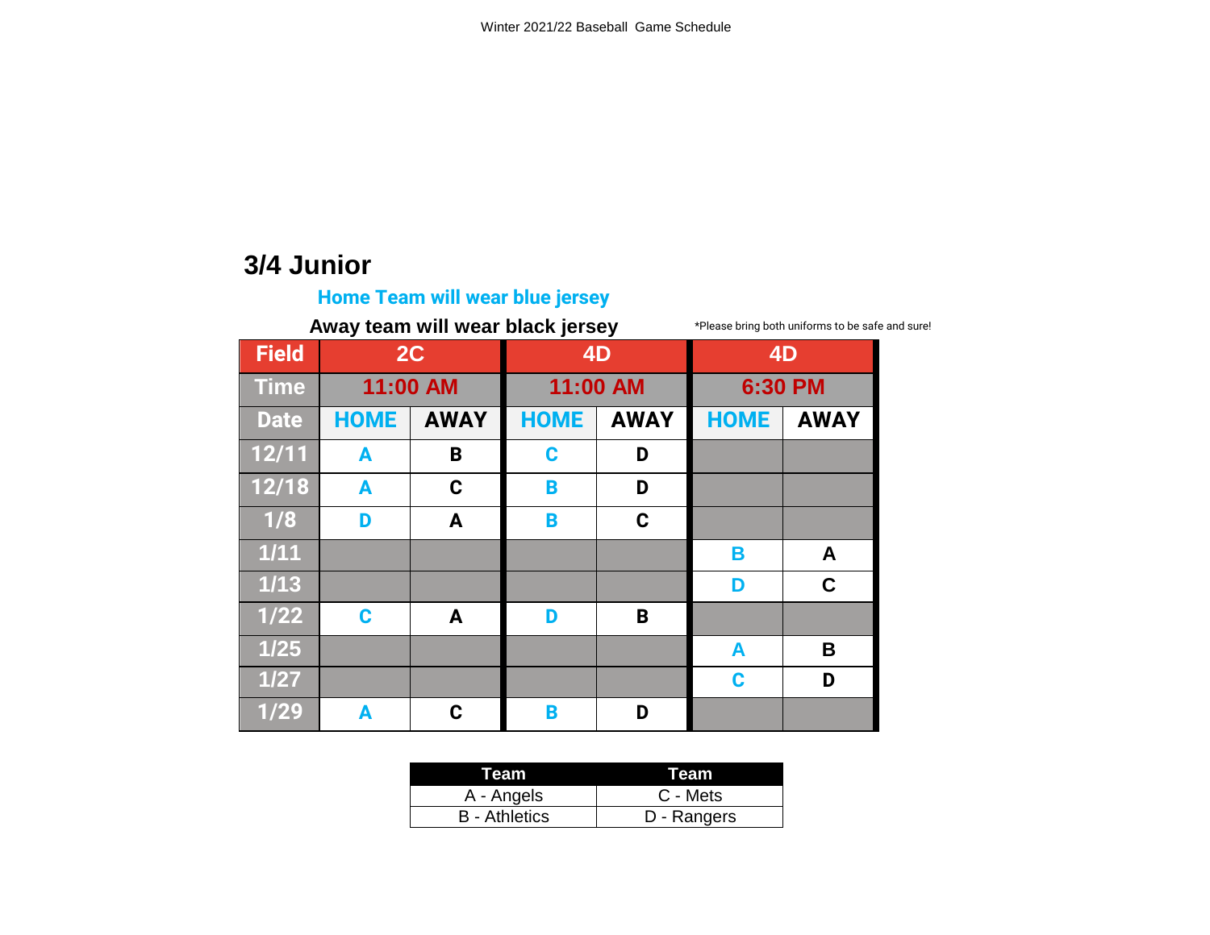Winter 2021/22 Baseball Game Schedule

## 3/4 Junior

**Home Team will wear blue jersey**

**Away team will wear black jersey**

*Please bring both uniforms to be safe and sure!

| Field | 2C | | 4D | | 4D | |
|---|---|---|---|---|---|---|
| Time | 11:00 AM | | 11:00 AM | | 6:30 PM | |
| Date | HOME | AWAY | HOME | AWAY | HOME | AWAY |
| 12/11 | A | B | C | D | | |
| 12/18 | A | C | B | D | | |
| 1/8 | D | A | B | C | | |
| 1/11 | | | | | B | A |
| 1/13 | | | | | D | C |
| 1/22 | C | A | D | B | | |
| 1/25 | | | | | A | B |
| 1/27 | | | | | C | D |
| 1/29 | A | C | B | D | | |

| Team | Team |
|---|---|
| A - Angels | C - Mets |
| B - Athletics | D - Rangers |